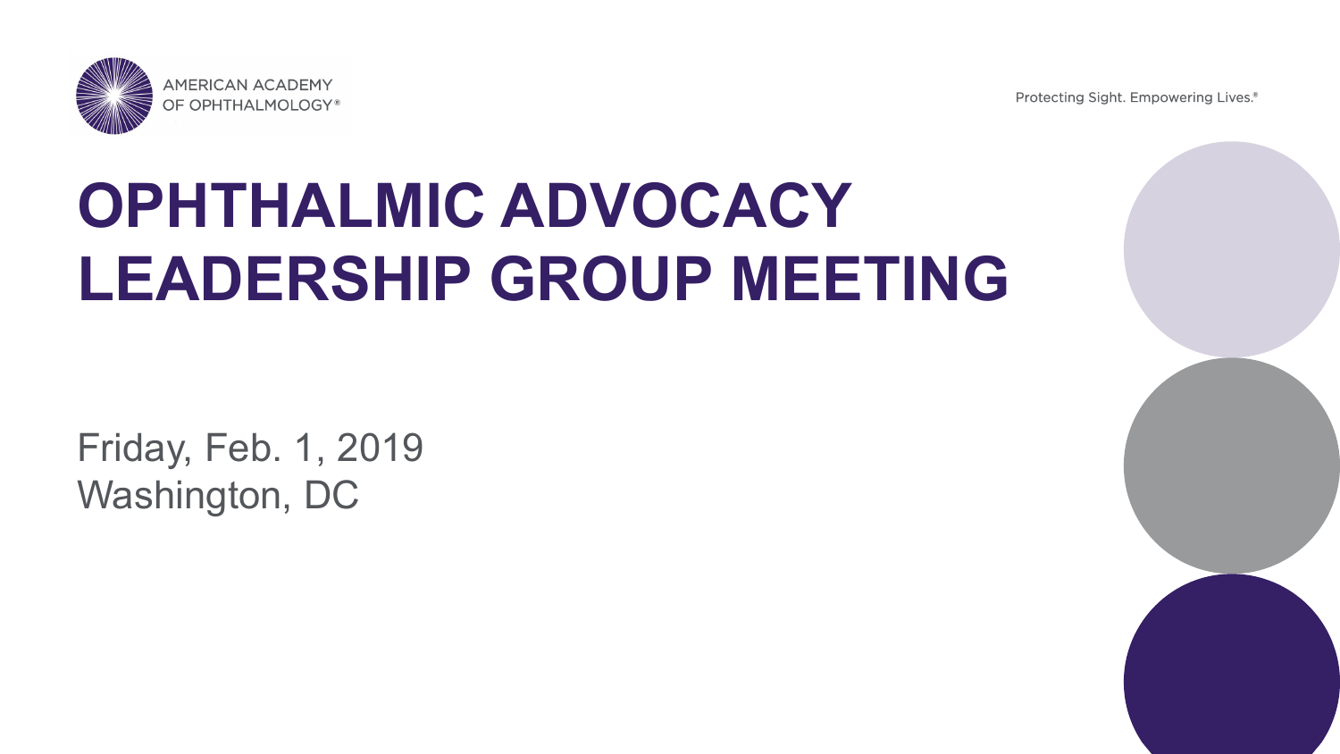AMERICAN ACADEMY OF OPHTHALMOLOGY®

Protecting Sight. Empowering Lives.®

# OPHTHALMIC ADVOCACY LEADERSHIP GROUP MEETING

Friday, Feb. 1, 2019
Washington, DC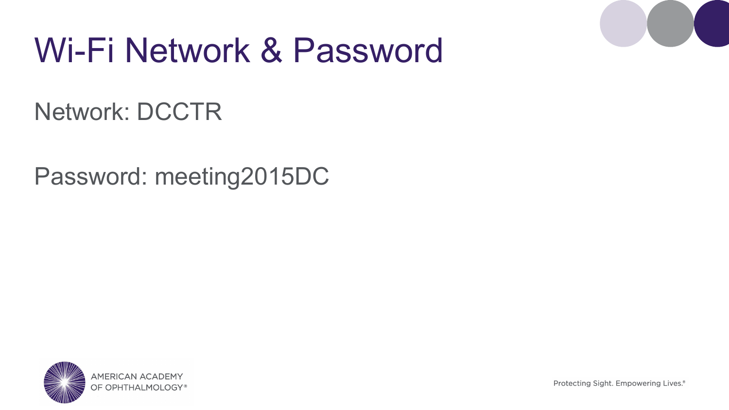# Wi-Fi Network & Password

Network: DCCTR

Password: meeting2015DC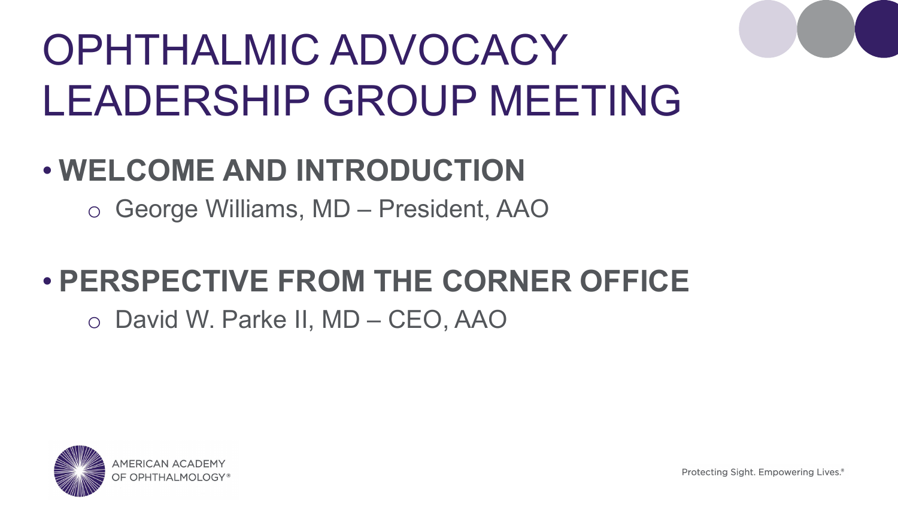# OPHTHALMIC ADVOCACY LEADERSHIP GROUP MEETING

- **WELCOME AND INTRODUCTION**
  - George Williams, MD – President, AAO
- **PERSPECTIVE FROM THE CORNER OFFICE**
  - David W. Parke II, MD – CEO, AAO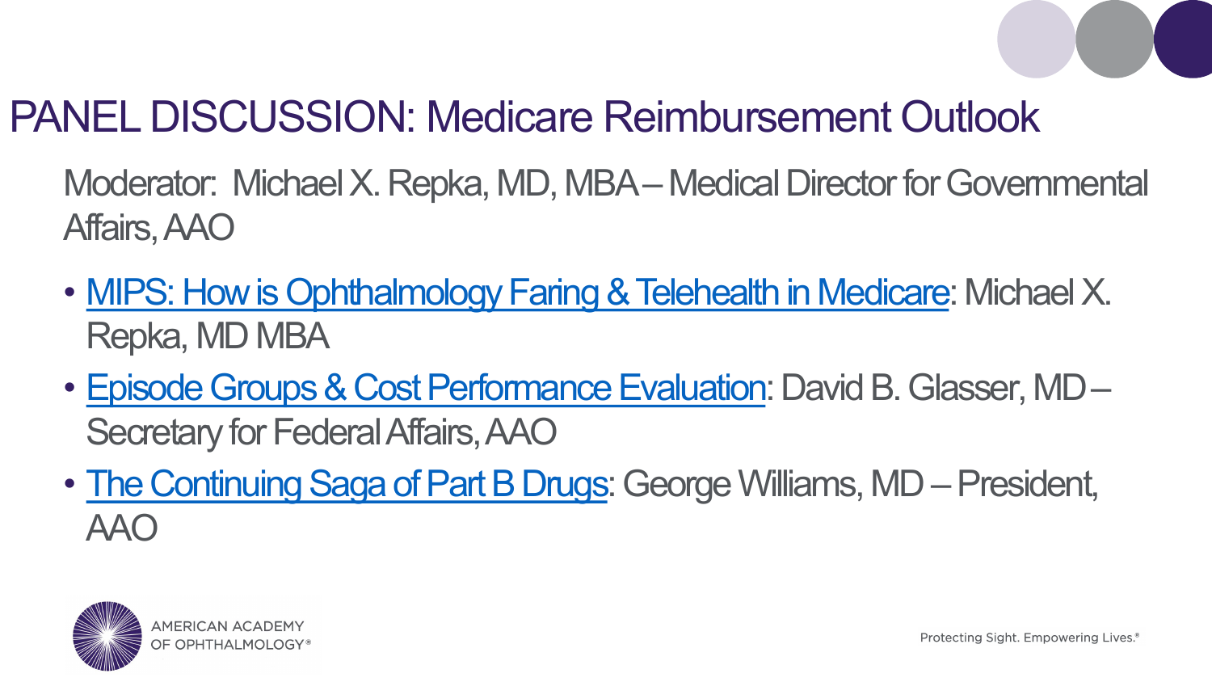# PANEL DISCUSSION: Medicare Reimbursement Outlook

Moderator: Michael X. Repka, MD, MBA – Medical Director for Governmental Affairs, AAO

- MIPS: How is Ophthalmology Faring & Telehealth in Medicare: Michael X. Repka, MD MBA
- Episode Groups & Cost Performance Evaluation: David B. Glasser, MD – Secretary for Federal Affairs, AAO
- The Continuing Saga of Part B Drugs: George Williams, MD – President, AAO

AMERICAN ACADEMY OF OPHTHALMOLOGY®

Protecting Sight. Empowering Lives.®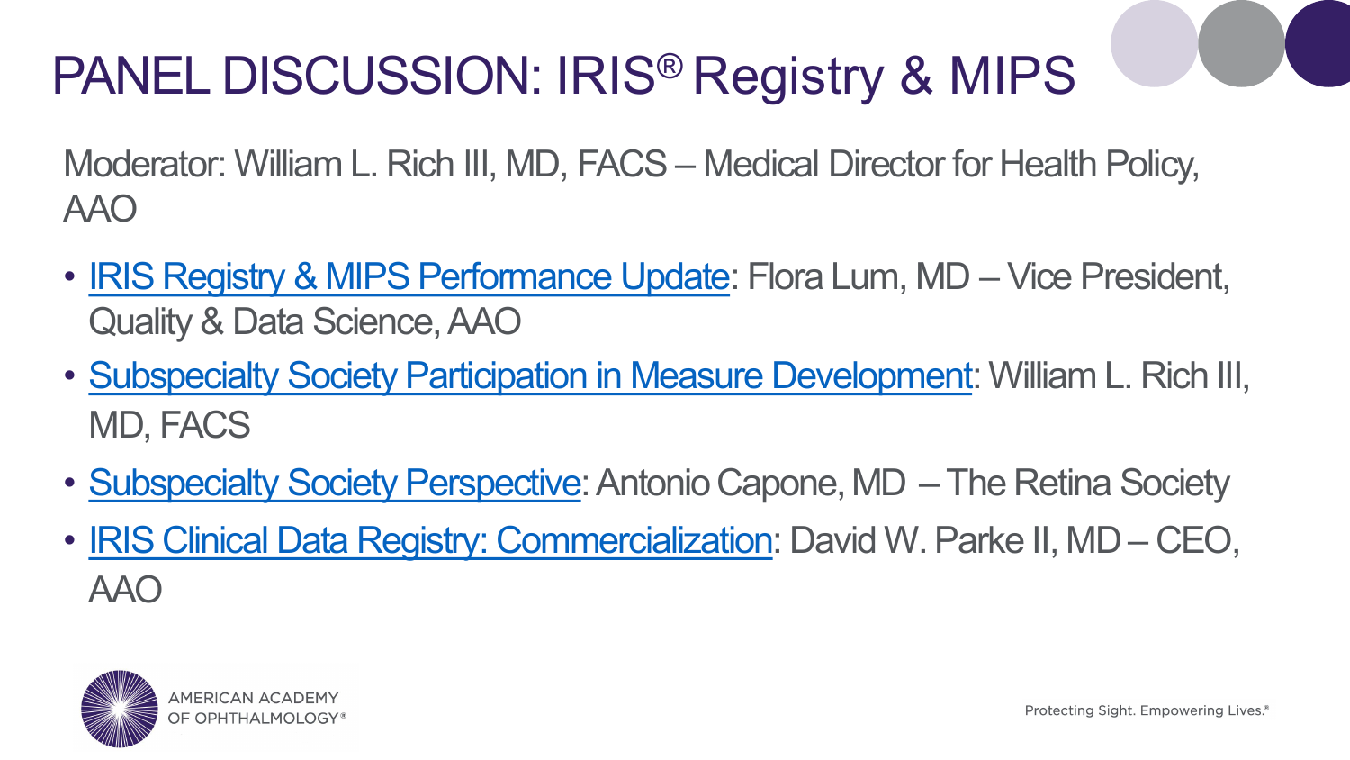# PANEL DISCUSSION: IRIS® Registry & MIPS

Moderator: William L. Rich III, MD, FACS – Medical Director for Health Policy, AAO

- IRIS Registry & MIPS Performance Update: Flora Lum, MD – Vice President, Quality & Data Science, AAO
- Subspecialty Society Participation in Measure Development: William L. Rich III, MD, FACS
- Subspecialty Society Perspective: Antonio Capone, MD – The Retina Society
- IRIS Clinical Data Registry: Commercialization: David W. Parke II, MD – CEO, AAO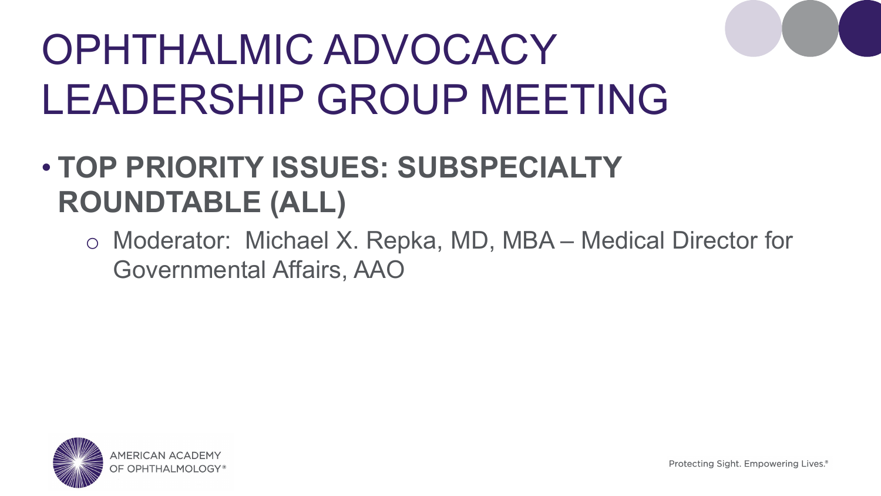# OPHTHALMIC ADVOCACY LEADERSHIP GROUP MEETING

- **TOP PRIORITY ISSUES: SUBSPECIALTY ROUNDTABLE (ALL)**
  - Moderator: Michael X. Repka, MD, MBA – Medical Director for Governmental Affairs, AAO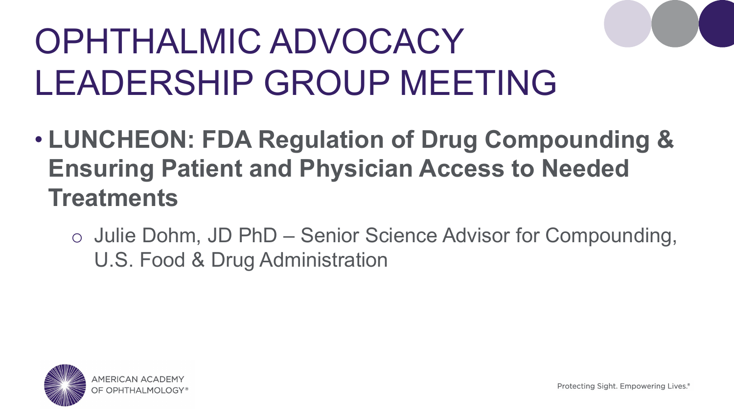# OPHTHALMIC ADVOCACY LEADERSHIP GROUP MEETING

- **LUNCHEON: FDA Regulation of Drug Compounding & Ensuring Patient and Physician Access to Needed Treatments**
  - Julie Dohm, JD PhD – Senior Science Advisor for Compounding, U.S. Food & Drug Administration

AMERICAN ACADEMY OF OPHTHALMOLOGY®

Protecting Sight. Empowering Lives.®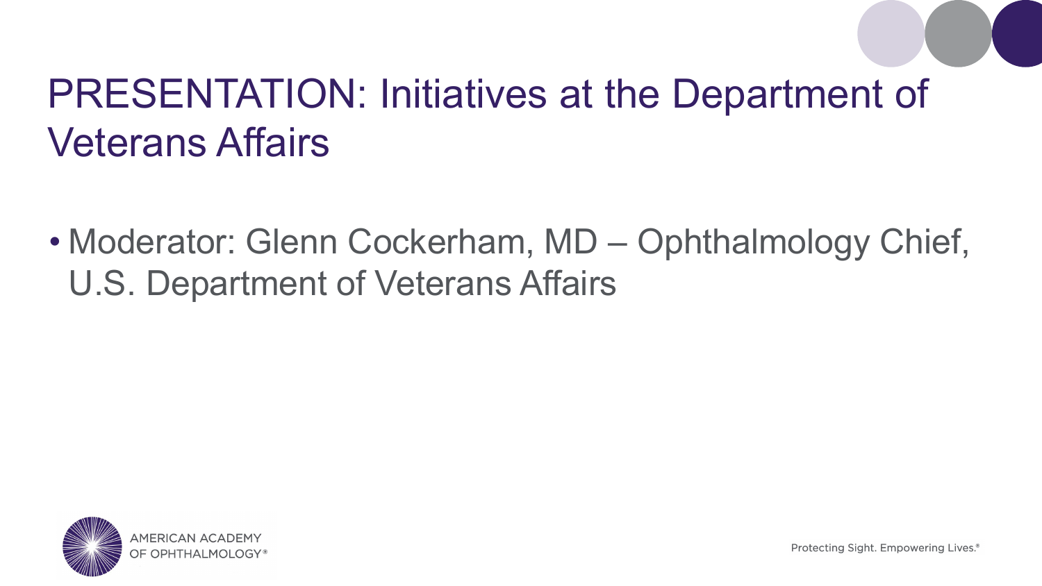# PRESENTATION: Initiatives at the Department of Veterans Affairs

- Moderator: Glenn Cockerham, MD – Ophthalmology Chief, U.S. Department of Veterans Affairs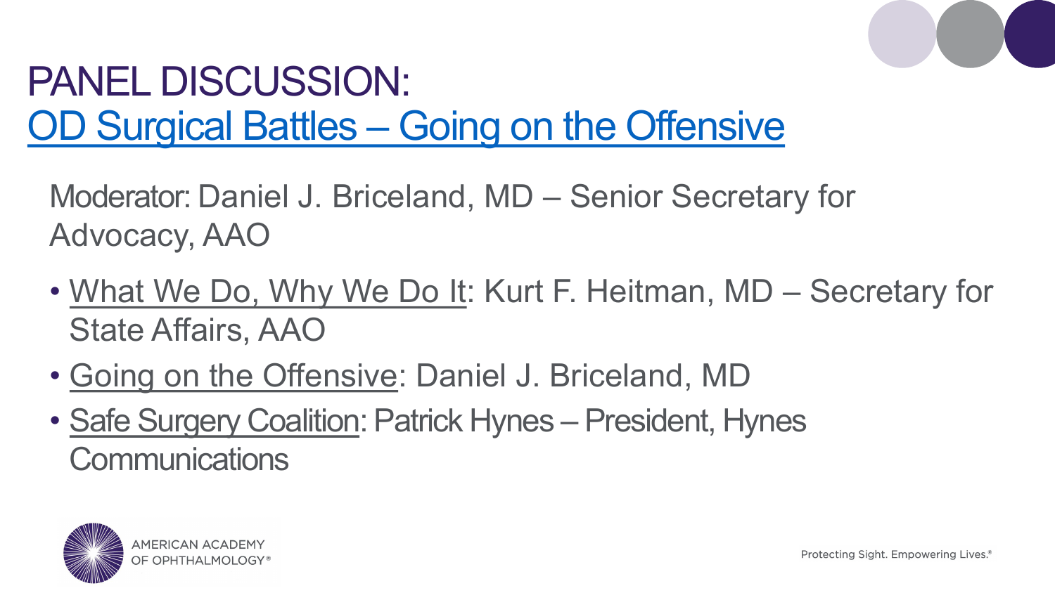# PANEL DISCUSSION:

## OD Surgical Battles – Going on the Offensive

Moderator: Daniel J. Briceland, MD – Senior Secretary for Advocacy, AAO

- What We Do, Why We Do It: Kurt F. Heitman, MD – Secretary for State Affairs, AAO
- Going on the Offensive: Daniel J. Briceland, MD
- Safe Surgery Coalition: Patrick Hynes – President, Hynes Communications

AMERICAN ACADEMY OF OPHTHALMOLOGY®

Protecting Sight. Empowering Lives.®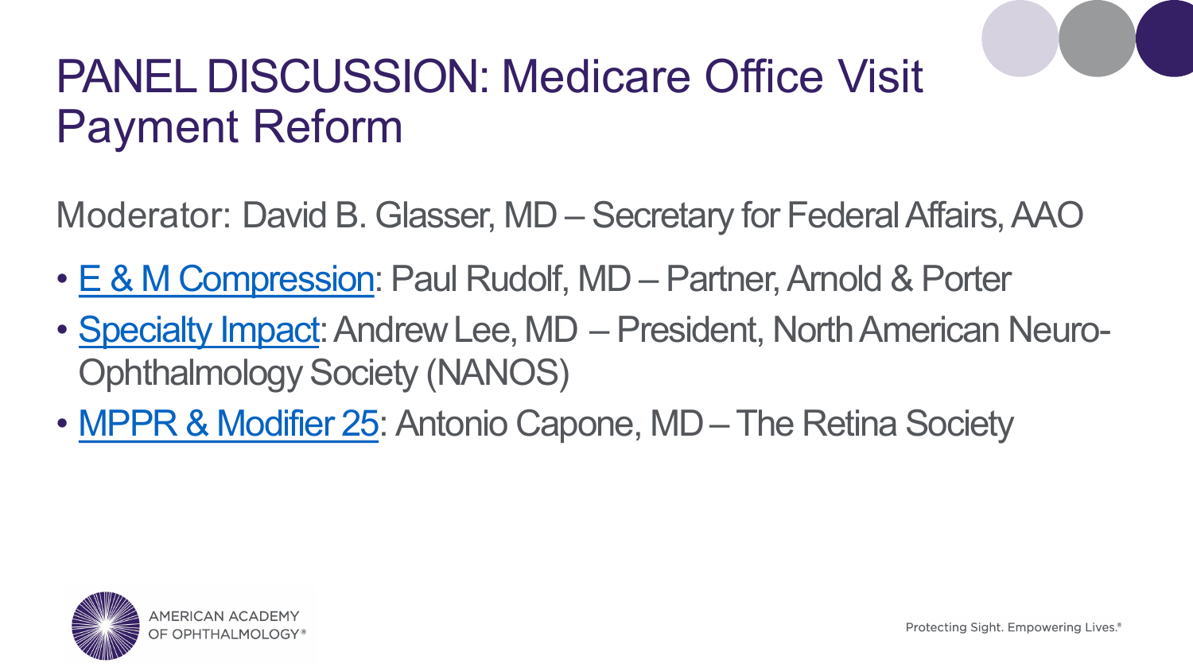# PANEL DISCUSSION: Medicare Office Visit Payment Reform

Moderator: David B. Glasser, MD – Secretary for Federal Affairs, AAO

- E & M Compression: Paul Rudolf, MD – Partner, Arnold & Porter
- Specialty Impact: Andrew Lee, MD – President, North American Neuro-Ophthalmology Society (NANOS)
- MPPR & Modifier 25: Antonio Capone, MD – The Retina Society

AMERICAN ACADEMY OF OPHTHALMOLOGY®

Protecting Sight. Empowering Lives.®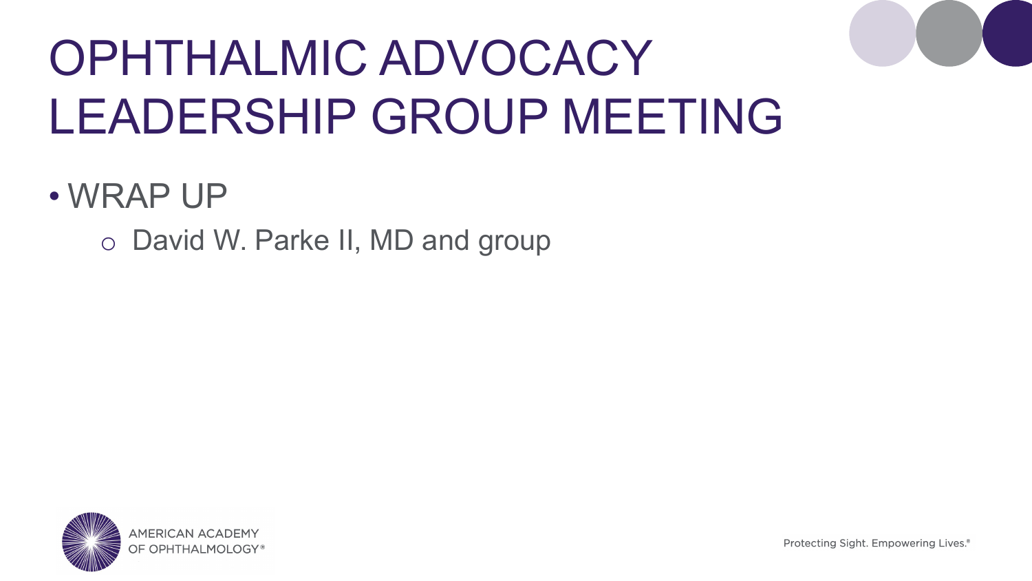# OPHTHALMIC ADVOCACY LEADERSHIP GROUP MEETING

- WRAP UP
  - David W. Parke II, MD and group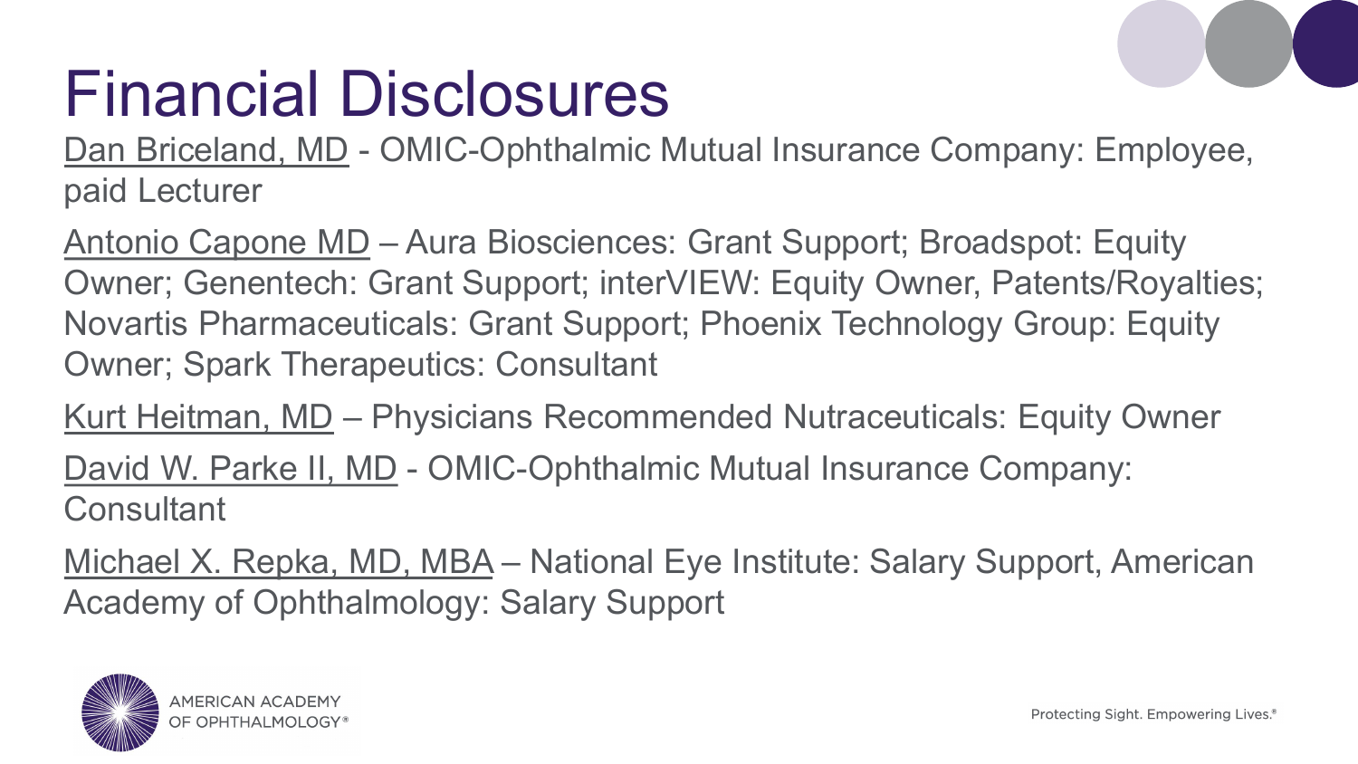# Financial Disclosures

Dan Briceland, MD - OMIC-Ophthalmic Mutual Insurance Company: Employee, paid Lecturer

Antonio Capone MD – Aura Biosciences: Grant Support; Broadspot: Equity Owner; Genentech: Grant Support; interVIEW: Equity Owner, Patents/Royalties; Novartis Pharmaceuticals: Grant Support; Phoenix Technology Group: Equity Owner; Spark Therapeutics: Consultant

Kurt Heitman, MD – Physicians Recommended Nutraceuticals: Equity Owner

David W. Parke II, MD - OMIC-Ophthalmic Mutual Insurance Company: Consultant

Michael X. Repka, MD, MBA – National Eye Institute: Salary Support, American Academy of Ophthalmology: Salary Support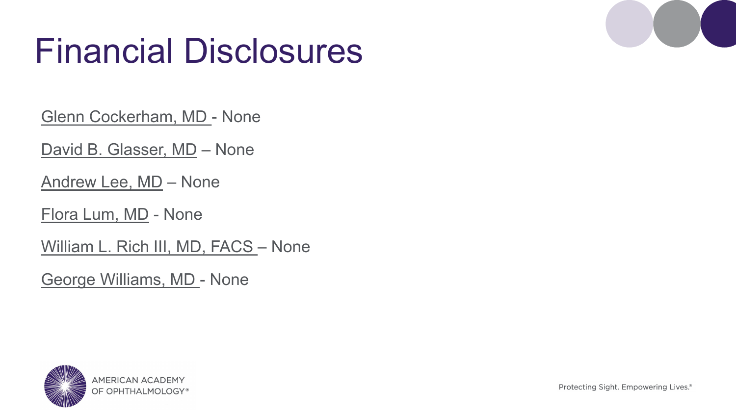# Financial Disclosures

Glenn Cockerham, MD - None

David B. Glasser, MD – None

Andrew Lee, MD – None

Flora Lum, MD - None

William L. Rich III, MD, FACS – None

George Williams, MD - None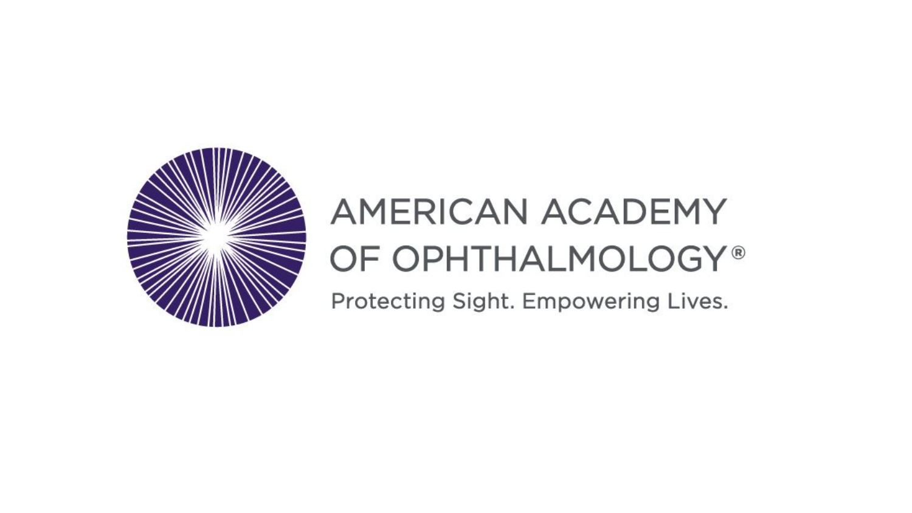AMERICAN ACADEMY OF OPHTHALMOLOGY®

Protecting Sight. Empowering Lives.